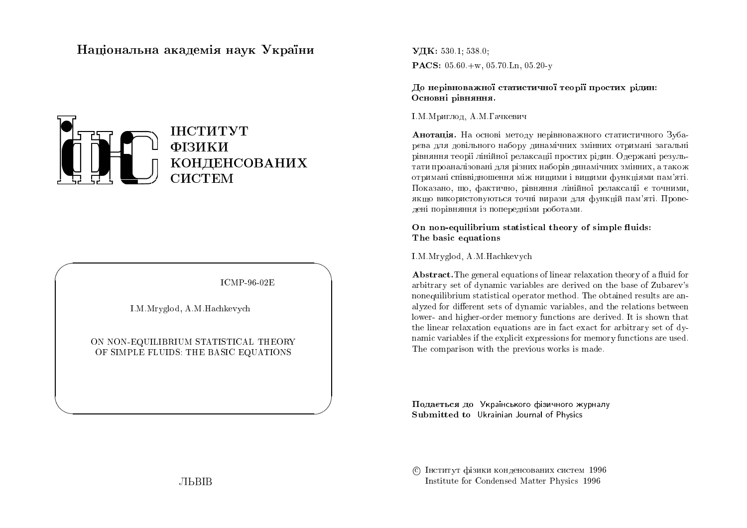Національна академія наук України

ІНСТИТУТ
ФІЗИКИ
КОНДЕНСОВАНИХ
СИСТЕМ

ICMP-96-02E

I.M.Mryglod, A.M.Hachkevych

ON NON-EQUILIBRIUM STATISTICAL THEORY OF SIMPLE FLUIDS: THE BASIC EQUATIONS

ЛЬВІВ

**УДК:** 530.1; 538.0;

**PACS:** 05.60.+w, 05.70.Ln, 05.20-y

**До нерівноважної статистичної теорії простих рідин: Основні рівняння.**

І.М.Мриглод, А.М.Гачкевич

**Анотація.** На основі методу нерівноважного статистичного Зубарєва для довільного набору динамічних змінних отримані загальні рівняння теорії лінійної релаксації простих рідин. Одержані результати проаналізовані для різних наборів динамічних змінних, а також отримані співвідношення між нищими і вищими функціями пам'яті. Показано, що, фактично, рівняння лінійної релаксації є точними, якщо використовуються точні вирази для функцій пам'яті. Проведені порівняння із попередніми роботами.

**On non-equilibrium statistical theory of simple fluids: The basic equations**

I.M.Mryglod, A.M.Hachkevych

**Abstract.** The general equations of linear relaxation theory of a fluid for arbitrary set of dynamic variables are derived on the base of Zubarev's nonequilibrium statistical operator method. The obtained results are analyzed for different sets of dynamic variables, and the relations between lower- and higher-order memory functions are derived. It is shown that the linear relaxation equations are in fact exact for arbitrary set of dynamic variables if the explicit expressions for memory functions are used. The comparison with the previous works is made.

**Подається до** Українського фізичного журналу
**Submitted to** Ukrainian Journal of Physics

© Інститут фізики конденсованих систем 1996
Institute for Condensed Matter Physics 1996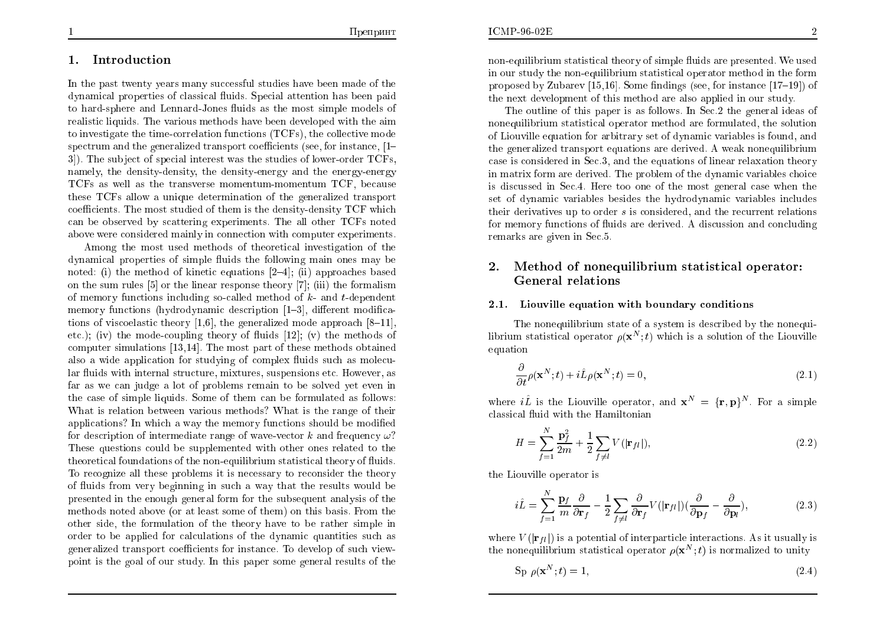## 1. Introduction

In the past twenty years many successful studies have been made of the dynamical properties of classical fluids. Special attention has been paid to hard-sphere and Lennard-Jones fluids as the most simple models of realistic liquids. The various methods have been developed with the aim to investigate the time-correlation functions (TCFs), the collective mode spectrum and the generalized transport coefficients (see, for instance, [1–3]). The subject of special interest was the studies of lower-order TCFs, namely, the density-density, the density-energy and the energy-energy TCFs as well as the transverse momentum-momentum TCF, because these TCFs allow a unique determination of the generalized transport coefficients. The most studied of them is the density-density TCF which can be observed by scattering experiments. The all other TCFs noted above were considered mainly in connection with computer experiments.

Among the most used methods of theoretical investigation of the dynamical properties of simple fluids the following main ones may be noted: (i) the method of kinetic equations [2–4]; (ii) approaches based on the sum rules [5] or the linear response theory [7]; (iii) the formalism of memory functions including so-called method of $k$- and $t$-dependent memory functions (hydrodynamic description [1–3], different modifications of viscoelastic theory [1,6], the generalized mode approach [8–11], etc.); (iv) the mode-coupling theory of fluids [12]; (v) the methods of computer simulations [13,14]. The most part of these methods obtained also a wide application for studying of complex fluids such as molecular fluids with internal structure, mixtures, suspensions etc. However, as far as we can judge a lot of problems remain to be solved yet even in the case of simple liquids. Some of them can be formulated as follows: What is relation between various methods? What is the range of their applications? In which a way the memory functions should be modified for description of intermediate range of wave-vector $k$ and frequency $\omega$? These questions could be supplemented with other ones related to the theoretical foundations of the non-equilibrium statistical theory of fluids. To recognize all these problems it is necessary to reconsider the theory of fluids from very beginning in such a way that the results would be presented in the enough general form for the subsequent analysis of the methods noted above (or at least some of them) on this basis. From the other side, the formulation of the theory have to be rather simple in order to be applied for calculations of the dynamic quantities such as generalized transport coefficients for instance. To develop of such viewpoint is the goal of our study. In this paper some general results of the non-equilibrium statistical theory of simple fluids are presented. We used in our study the non-equilibrium statistical operator method in the form proposed by Zubarev [15,16]. Some findings (see, for instance [17–19]) of the next development of this method are also applied in our study.

The outline of this paper is as follows. In Sec.2 the general ideas of nonequilibrium statistical operator method are formulated, the solution of Liouville equation for arbitrary set of dynamic variables is found, and the generalized transport equations are derived. A weak nonequilibrium case is considered in Sec.3, and the equations of linear relaxation theory in matrix form are derived. The problem of the dynamic variables choice is discussed in Sec.4. Here too one of the most general case when the set of dynamic variables besides the hydrodynamic variables includes their derivatives up to order $s$ is considered, and the recurrent relations for memory functions of fluids are derived. A discussion and concluding remarks are given in Sec.5.

## 2. Method of nonequilibrium statistical operator: General relations

### 2.1. Liouville equation with boundary conditions

The nonequilibrium state of a system is described by the nonequilibrium statistical operator $\rho(\mathbf{x}^N;t)$ which is a solution of the Liouville equation

$$\frac{\partial}{\partial t}\rho(\mathbf{x}^N;t) + i\hat{L}\rho(\mathbf{x}^N;t) = 0, \tag{2.1}$$

where $i\hat{L}$ is the Liouville operator, and $\mathbf{x}^N = \{\mathbf{r},\mathbf{p}\}^N$. For a simple classical fluid with the Hamiltonian

$$H = \sum_{f=1}^{N}\frac{\mathbf{p}_f^2}{2m} + \frac{1}{2}\sum_{f\neq l}V(|\mathbf{r}_{fl}|), \tag{2.2}$$

the Liouville operator is

$$i\hat{L} = \sum_{f=1}^{N}\frac{\mathbf{p}_f}{m}\frac{\partial}{\partial \mathbf{r}_f} - \frac{1}{2}\sum_{f\neq l}\frac{\partial}{\partial \mathbf{r}_f}V(|\mathbf{r}_{fl}|)\left(\frac{\partial}{\partial \mathbf{p}_f} - \frac{\partial}{\partial \mathbf{p}_l}\right), \tag{2.3}$$

where $V(|\mathbf{r}_{fl}|)$ is a potential of interparticle interactions. As it usually is the nonequilibrium statistical operator $\rho(\mathbf{x}^N;t)$ is normalized to unity

$$\mathrm{Sp}\ \rho(\mathbf{x}^N;t) = 1, \tag{2.4}$$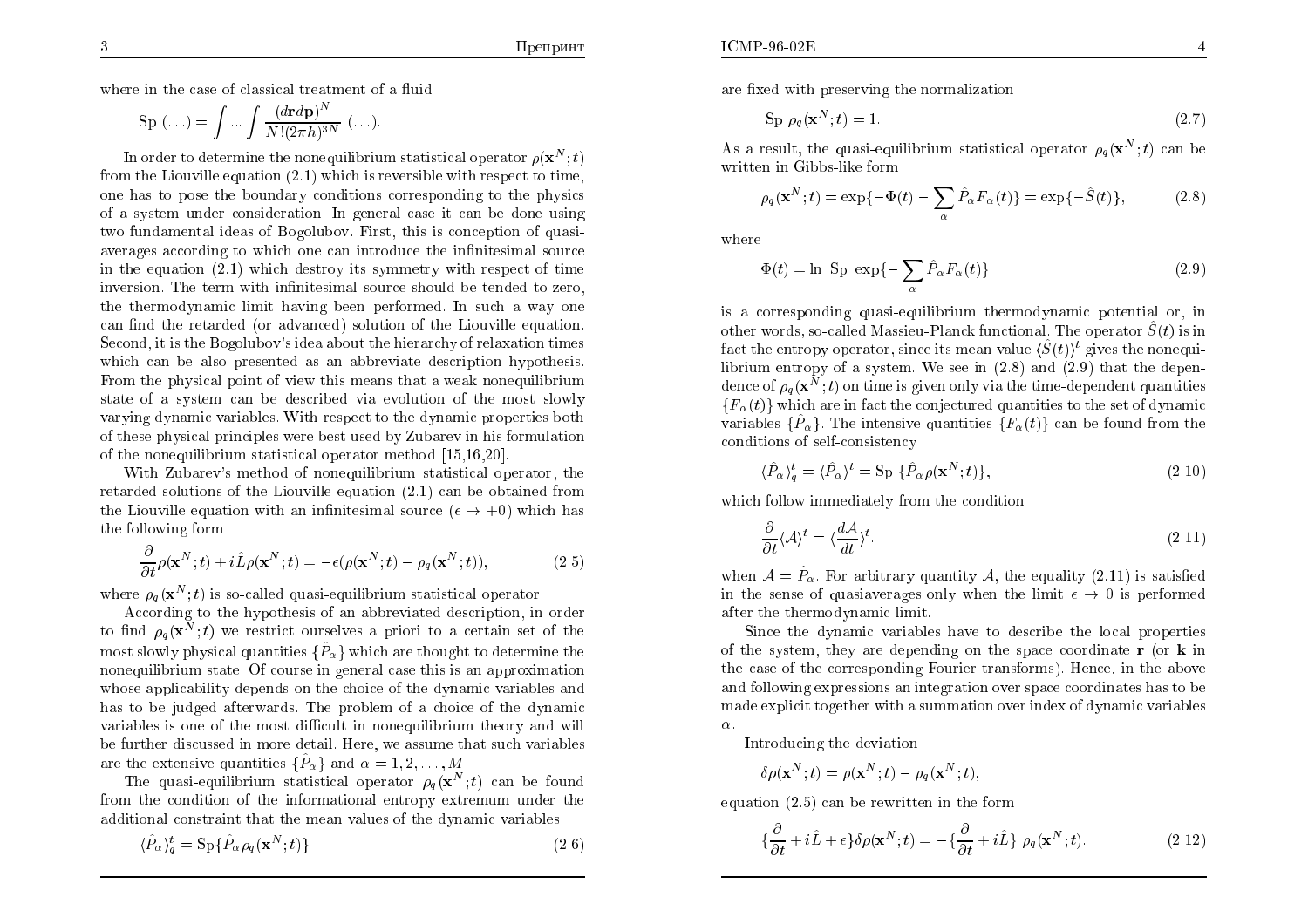where in the case of classical treatment of a fluid

$$\mathrm{Sp}\ (\ldots) = \int \ldots \int \frac{(d\mathbf{r}d\mathbf{p})^N}{N!(2\pi h)^{3N}}\ (\ldots).$$

In order to determine the nonequilibrium statistical operator $\rho(\mathbf{x}^N;t)$ from the Liouville equation (2.1) which is reversible with respect to time, one has to pose the boundary conditions corresponding to the physics of a system under consideration. In general case it can be done using two fundamental ideas of Bogolubov. First, this is conception of quasi-averages according to which one can introduce the infinitesimal source in the equation (2.1) which destroy its symmetry with respect of time inversion. The term with infinitesimal source should be tended to zero, the thermodynamic limit having been performed. In such a way one can find the retarded (or advanced) solution of the Liouville equation. Second, it is the Bogolubov's idea about the hierarchy of relaxation times which can be also presented as an abbreviate description hypothesis. From the physical point of view this means that a weak nonequilibrium state of a system can be described via evolution of the most slowly varying dynamic variables. With respect to the dynamic properties both of these physical principles were best used by Zubarev in his formulation of the nonequilibrium statistical operator method [15,16,20].

With Zubarev's method of nonequilibrium statistical operator, the retarded solutions of the Liouville equation (2.1) can be obtained from the Liouville equation with an infinitesimal source ($\epsilon \to +0$) which has the following form

$$\frac{\partial}{\partial t}\rho(\mathbf{x}^N;t) + i\hat{L}\rho(\mathbf{x}^N;t) = -\epsilon(\rho(\mathbf{x}^N;t) - \rho_q(\mathbf{x}^N;t)), \tag{2.5}$$

where $\rho_q(\mathbf{x}^N;t)$ is so-called quasi-equilibrium statistical operator.

According to the hypothesis of an abbreviated description, in order to find $\rho_q(\mathbf{x}^N;t)$ we restrict ourselves a priori to a certain set of the most slowly physical quantities $\{\hat{P}_\alpha\}$ which are thought to determine the nonequilibrium state. Of course in general case this is an approximation whose applicability depends on the choice of the dynamic variables and has to be judged afterwards. The problem of a choice of the dynamic variables is one of the most difficult in nonequilibrium theory and will be further discussed in more detail. Here, we assume that such variables are the extensive quantities $\{\hat{P}_\alpha\}$ and $\alpha = 1, 2, \ldots, M$.

The quasi-equilibrium statistical operator $\rho_q(\mathbf{x}^N;t)$ can be found from the condition of the informational entropy extremum under the additional constraint that the mean values of the dynamic variables

$$\langle \hat{P}_\alpha \rangle_q^t = \mathrm{Sp}\{\hat{P}_\alpha \rho_q(\mathbf{x}^N;t)\} \tag{2.6}$$

are fixed with preserving the normalization

$$\mathrm{Sp}\ \rho_q(\mathbf{x}^N;t) = 1. \tag{2.7}$$

As a result, the quasi-equilibrium statistical operator $\rho_q(\mathbf{x}^N;t)$ can be written in Gibbs-like form

$$\rho_q(\mathbf{x}^N;t) = \exp\{-\Phi(t) - \sum_\alpha \hat{P}_\alpha F_\alpha(t)\} = \exp\{-\hat{S}(t)\}, \tag{2.8}$$

where

$$\Phi(t) = \ln\ \mathrm{Sp}\ \exp\{-\sum_\alpha \hat{P}_\alpha F_\alpha(t)\} \tag{2.9}$$

is a corresponding quasi-equilibrium thermodynamic potential or, in other words, so-called Massieu-Planck functional. The operator $\hat{S}(t)$ is in fact the entropy operator, since its mean value $\langle \hat{S}(t) \rangle^t$ gives the nonequilibrium entropy of a system. We see in (2.8) and (2.9) that the dependence of $\rho_q(\mathbf{x}^N;t)$ on time is given only via the time-dependent quantities $\{F_\alpha(t)\}$ which are in fact the conjectured quantities to the set of dynamic variables $\{\hat{P}_\alpha\}$. The intensive quantities $\{F_\alpha(t)\}$ can be found from the conditions of self-consistency

$$\langle \hat{P}_\alpha \rangle_q^t = \langle \hat{P}_\alpha \rangle^t = \mathrm{Sp}\ \{\hat{P}_\alpha \rho(\mathbf{x}^N;t)\}, \tag{2.10}$$

which follow immediately from the condition

$$\frac{\partial}{\partial t}\langle \mathcal{A} \rangle^t = \langle \frac{d\mathcal{A}}{dt} \rangle^t. \tag{2.11}$$

when $\mathcal{A} = \hat{P}_\alpha$. For arbitrary quantity $\mathcal{A}$, the equality (2.11) is satisfied in the sense of quasiaverages only when the limit $\epsilon \to 0$ is performed after the thermodynamic limit.

Since the dynamic variables have to describe the local properties of the system, they are depending on the space coordinate $\mathbf{r}$ (or $\mathbf{k}$ in the case of the corresponding Fourier transforms). Hence, in the above and following expressions an integration over space coordinates has to be made explicit together with a summation over index of dynamic variables $\alpha$.

Introducing the deviation

$$\delta\rho(\mathbf{x}^N;t) = \rho(\mathbf{x}^N;t) - \rho_q(\mathbf{x}^N;t),$$

equation (2.5) can be rewritten in the form

$$\{\frac{\partial}{\partial t} + i\hat{L} + \epsilon\}\delta\rho(\mathbf{x}^N;t) = -\{\frac{\partial}{\partial t} + i\hat{L}\}\ \rho_q(\mathbf{x}^N;t). \tag{2.12}$$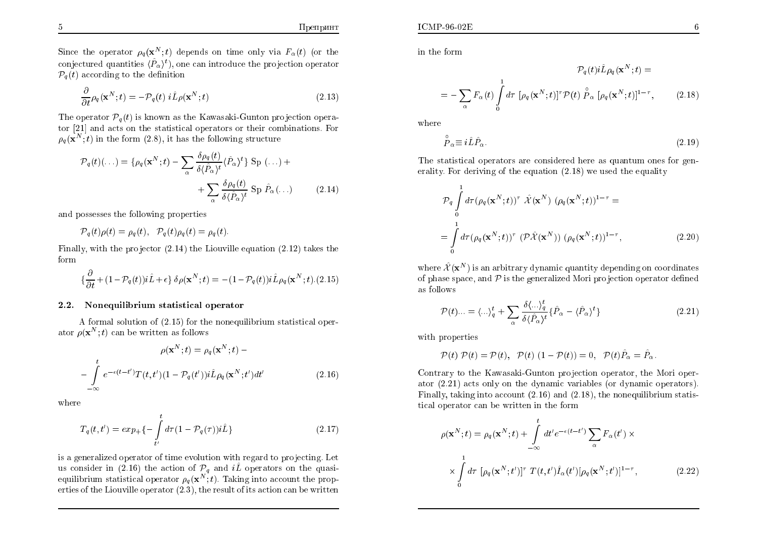Since the operator $\rho_q(\mathbf{x}^N;t)$ depends on time only via $F_\alpha(t)$ (or the conjectured quantities $\langle\hat{P}_\alpha\rangle^t$), one can introduce the projection operator $\mathcal{P}_q(t)$ according to the definition

$$\frac{\partial}{\partial t}\rho_q(\mathbf{x}^N;t) = -\mathcal{P}_q(t)\, i\hat{L}\rho(\mathbf{x}^N;t) \tag{2.13}$$

The operator $\mathcal{P}_q(t)$ is known as the Kawasaki-Gunton projection operator [21] and acts on the statistical operators or their combinations. For $\rho_q(\mathbf{x}^N;t)$ in the form (2.8), it has the following structure

$$\mathcal{P}_q(t)(\ldots) = \{\rho_q(\mathbf{x}^N;t) - \sum_\alpha \frac{\delta\rho_q(t)}{\delta\langle\hat{P}_\alpha\rangle^t}\langle\hat{P}_\alpha\rangle^t\}\ \mathrm{Sp}\ (\ldots) + \\ + \sum_\alpha \frac{\delta\rho_q(t)}{\delta\langle\hat{P}_\alpha\rangle^t}\ \mathrm{Sp}\ \hat{P}_\alpha(\ldots) \tag{2.14}$$

and possesses the following properties

$$\mathcal{P}_q(t)\rho(t) = \rho_q(t), \quad \mathcal{P}_q(t)\rho_q(t) = \rho_q(t).$$

Finally, with the projector (2.14) the Liouville equation (2.12) takes the form

$$\{\frac{\partial}{\partial t} + (1-\mathcal{P}_q(t))i\hat{L} + \epsilon\}\,\delta\rho(\mathbf{x}^N;t) = -(1-\mathcal{P}_q(t))i\hat{L}\rho_q(\mathbf{x}^N;t). \tag{2.15}$$

## 2.2. Nonequilibrium statistical operator

A formal solution of (2.15) for the nonequilibrium statistical operator $\rho(\mathbf{x}^N;t)$ can be written as follows

$$\rho(\mathbf{x}^N;t) = \rho_q(\mathbf{x}^N;t) - \\ - \int_{-\infty}^{t} e^{-\epsilon(t-t')}T(t,t')(1-\mathcal{P}_q(t'))i\hat{L}\rho_q(\mathbf{x}^N;t')dt' \tag{2.16}$$

where

$$T_q(t,t') = exp_+\{-\int_{t'}^{t} d\tau(1-\mathcal{P}_q(\tau))i\hat{L}\} \tag{2.17}$$

is a generalized operator of time evolution with regard to projecting. Let us consider in (2.16) the action of $\mathcal{P}_q$ and $i\hat{L}$ operators on the quasi-equilibrium statistical operator $\rho_q(\mathbf{x}^N;t)$. Taking into account the properties of the Liouville operator (2.3), the result of its action can be written in the form

$$\mathcal{P}_q(t)i\hat{L}\rho_q(\mathbf{x}^N;t) = \\ = -\sum_\alpha F_\alpha(t)\int_0^1 d\tau\ [\rho_q(\mathbf{x}^N;t)]^\tau \mathcal{P}(t)\ \overset{\circ}{P}_\alpha\ [\rho_q(\mathbf{x}^N;t)]^{1-\tau}, \tag{2.18}$$

where

$$\overset{\circ}{P}_\alpha \equiv i\hat{L}\hat{P}_\alpha. \tag{2.19}$$

The statistical operators are considered here as quantum ones for generality. For deriving of the equation (2.18) we used the equality

$$\mathcal{P}_q\int_0^1 d\tau(\rho_q(\mathbf{x}^N;t))^\tau\ \hat{\mathcal{X}}(\mathbf{x}^N)\ (\rho_q(\mathbf{x}^N;t))^{1-\tau} = \\ = \int_0^1 d\tau(\rho_q(\mathbf{x}^N;t))^\tau\ (\mathcal{P}\hat{\mathcal{X}}(\mathbf{x}^N))\ (\rho_q(\mathbf{x}^N;t))^{1-\tau}, \tag{2.20}$$

where $\hat{\mathcal{X}}(\mathbf{x}^N)$ is an arbitrary dynamic quantity depending on coordinates of phase space, and $\mathcal{P}$ is the generalized Mori projection operator defined as follows

$$\mathcal{P}(t)\ldots = \langle\ldots\rangle_q^t + \sum_\alpha \frac{\delta\langle\ldots\rangle_q^t}{\delta\langle\hat{P}_\alpha\rangle^t}\{\hat{P}_\alpha - \langle\hat{P}_\alpha\rangle^t\} \tag{2.21}$$

with properties

$$\mathcal{P}(t)\ \mathcal{P}(t) = \mathcal{P}(t), \quad \mathcal{P}(t)\ (1-\mathcal{P}(t)) = 0, \quad \mathcal{P}(t)\hat{P}_\alpha = \hat{P}_\alpha.$$

Contrary to the Kawasaki-Gunton projection operator, the Mori operator (2.21) acts only on the dynamic variables (or dynamic operators). Finally, taking into account (2.16) and (2.18), the nonequilibrium statistical operator can be written in the form

$$\rho(\mathbf{x}^N;t) = \rho_q(\mathbf{x}^N;t) + \int_{-\infty}^{t} dt' e^{-\epsilon(t-t')}\sum_\alpha F_\alpha(t') \times \\ \times \int_0^1 d\tau\ [\rho_q(\mathbf{x}^N;t')]^\tau\ T(t,t')\hat{I}_\alpha(t')[\rho_q(\mathbf{x}^N;t')]^{1-\tau}, \tag{2.22}$$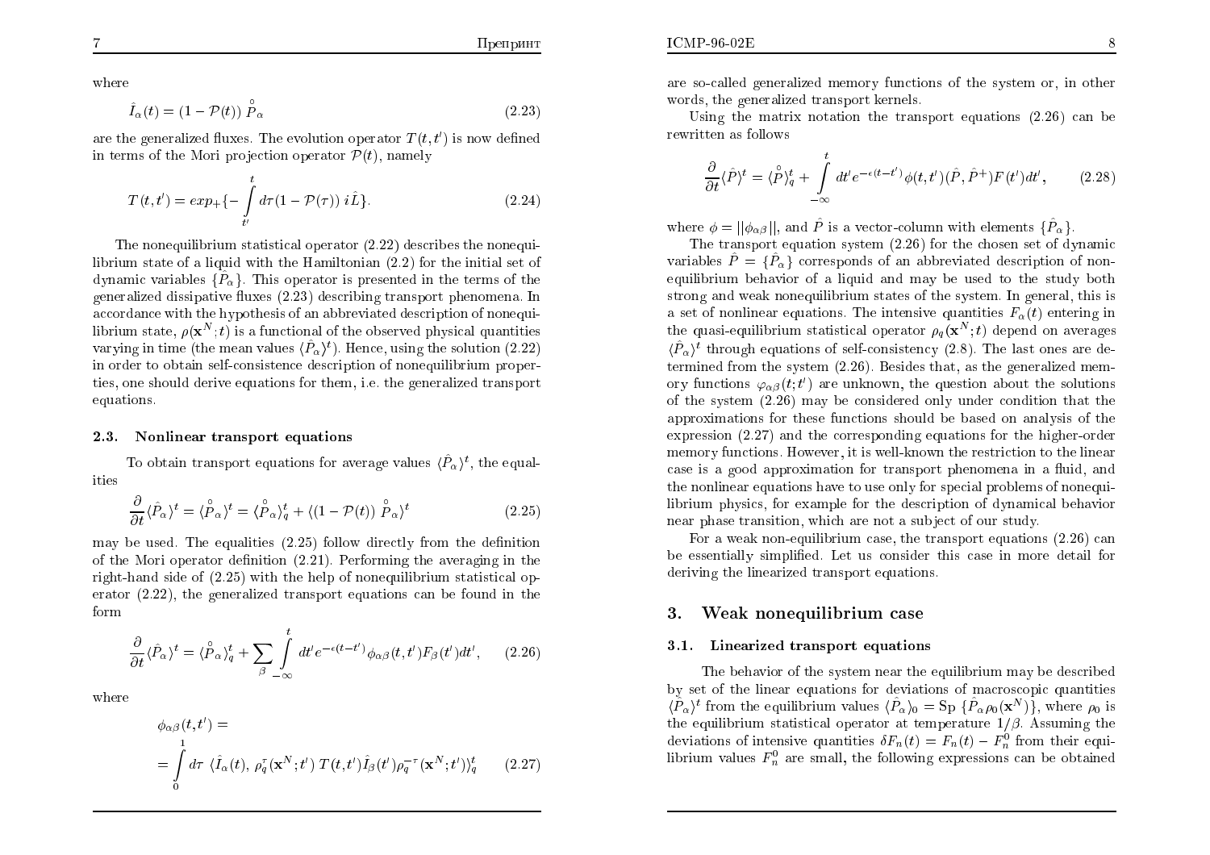where

$$\hat{I}_\alpha(t) = (1 - \mathcal{P}(t))\ \overset{\circ}{\hat{P}}_\alpha \tag{2.23}$$

are the generalized fluxes. The evolution operator $T(t,t')$ is now defined in terms of the Mori projection operator $\mathcal{P}(t)$, namely

$$T(t,t') = exp_+\{-\int_{t'}^{t} d\tau (1 - \mathcal{P}(\tau))\ i\hat{L}\}. \tag{2.24}$$

The nonequilibrium statistical operator (2.22) describes the nonequilibrium state of a liquid with the Hamiltonian (2.2) for the initial set of dynamic variables $\{\hat{P}_\alpha\}$. This operator is presented in the terms of the generalized dissipative fluxes (2.23) describing transport phenomena. In accordance with the hypothesis of an abbreviated description of nonequilibrium state, $\rho(\mathbf{x}^N;t)$ is a functional of the observed physical quantities varying in time (the mean values $\langle\hat{P}_\alpha\rangle^t$). Hence, using the solution (2.22) in order to obtain self-consistence description of nonequilibrium properties, one should derive equations for them, i.e. the generalized transport equations.

### 2.3. Nonlinear transport equations

To obtain transport equations for average values $\langle\hat{P}_\alpha\rangle^t$, the equalities

$$\frac{\partial}{\partial t}\langle\hat{P}_\alpha\rangle^t = \langle\overset{\circ}{\hat{P}}_\alpha\rangle^t = \langle\overset{\circ}{\hat{P}}_\alpha\rangle^t_q + \langle(1 - \mathcal{P}(t))\ \overset{\circ}{\hat{P}}_\alpha\rangle^t \tag{2.25}$$

may be used. The equalities (2.25) follow directly from the definition of the Mori operator definition (2.21). Performing the averaging in the right-hand side of (2.25) with the help of nonequilibrium statistical operator (2.22), the generalized transport equations can be found in the form

$$\frac{\partial}{\partial t}\langle\hat{P}_\alpha\rangle^t = \langle\overset{\circ}{\hat{P}}_\alpha\rangle^t_q + \sum_\beta \int_{-\infty}^{t} dt' e^{-\epsilon(t-t')}\phi_{\alpha\beta}(t,t')F_\beta(t')dt', \tag{2.26}$$

where

$$\phi_{\alpha\beta}(t,t') = \\ = \int_0^1 d\tau\ \langle\hat{I}_\alpha(t),\ \rho_q^\tau(\mathbf{x}^N;t')\ T(t,t')\hat{I}_\beta(t')\rho_q^{-\tau}(\mathbf{x}^N;t')\rangle^t_q \tag{2.27}$$

are so-called generalized memory functions of the system or, in other words, the generalized transport kernels.

Using the matrix notation the transport equations (2.26) can be rewritten as follows

$$\frac{\partial}{\partial t}\langle\hat{P}\rangle^t = \langle\overset{\circ}{\hat{P}}\rangle^t_q + \int_{-\infty}^{t} dt' e^{-\epsilon(t-t')}\phi(t,t')(\hat{P},\hat{P}^+)F(t')dt', \tag{2.28}$$

where $\phi = ||\phi_{\alpha\beta}||$, and $\hat{P}$ is a vector-column with elements $\{\hat{P}_\alpha\}$.

The transport equation system (2.26) for the chosen set of dynamic variables $\hat{P} = \{\hat{P}_\alpha\}$ corresponds of an abbreviated description of nonequilibrium behavior of a liquid and may be used to the study both strong and weak nonequilibrium states of the system. In general, this is a set of nonlinear equations. The intensive quantities $F_\alpha(t)$ entering in the quasi-equilibrium statistical operator $\rho_q(\mathbf{x}^N;t)$ depend on averages $\langle\hat{P}_\alpha\rangle^t$ through equations of self-consistency (2.8). The last ones are determined from the system (2.26). Besides that, as the generalized memory functions $\varphi_{\alpha\beta}(t;t')$ are unknown, the question about the solutions of the system (2.26) may be considered only under condition that the approximations for these functions should be based on analysis of the expression (2.27) and the corresponding equations for the higher-order memory functions. However, it is well-known the restriction to the linear case is a good approximation for transport phenomena in a fluid, and the nonlinear equations have to use only for special problems of nonequilibrium physics, for example for the description of dynamical behavior near phase transition, which are not a subject of our study.

For a weak non-equilibrium case, the transport equations (2.26) can be essentially simplified. Let us consider this case in more detail for deriving the linearized transport equations.

## 3. Weak nonequilibrium case

### 3.1. Linearized transport equations

The behavior of the system near the equilibrium may be described by set of the linear equations for deviations of macroscopic quantities $\langle\hat{P}_\alpha\rangle^t$ from the equilibrium values $\langle\hat{P}_\alpha\rangle_0 = \mathrm{Sp}\ \{\hat{P}_\alpha\rho_0(\mathbf{x}^N)\}$, where $\rho_0$ is the equilibrium statistical operator at temperature $1/\beta$. Assuming the deviations of intensive quantities $\delta F_n(t) = F_n(t) - F_n^0$ from their equilibrium values $F_n^0$ are small, the following expressions can be obtained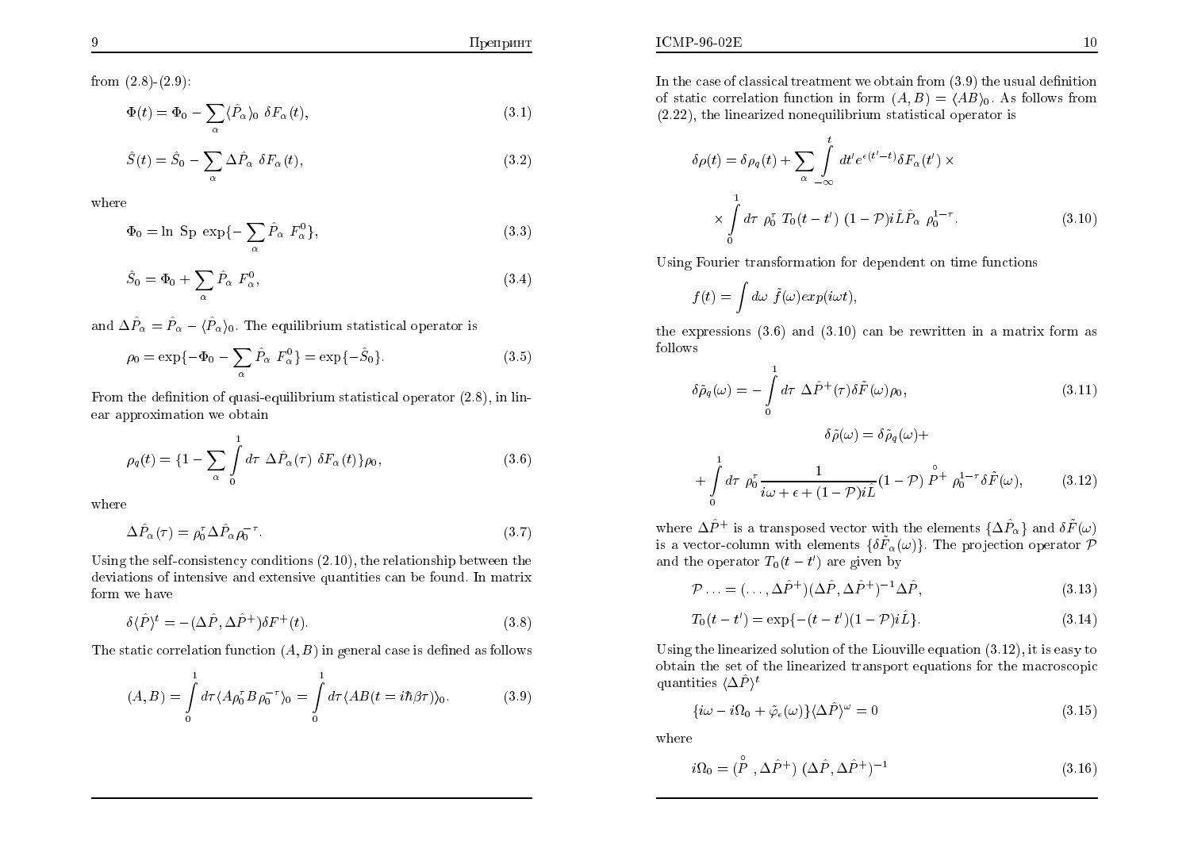from (2.8)-(2.9):

$$\Phi(t) = \Phi_0 - \sum_\alpha \langle \hat{P}_\alpha \rangle_0 \; \delta F_\alpha(t), \tag{3.1}$$

$$\hat{S}(t) = \hat{S}_0 - \sum_\alpha \Delta \hat{P}_\alpha \; \delta F_\alpha(t), \tag{3.2}$$

where

$$\Phi_0 = \ln \text{ Sp } \exp\{-\sum_\alpha \hat{P}_\alpha \; F_\alpha^0\}, \tag{3.3}$$

$$\hat{S}_0 = \Phi_0 + \sum_\alpha \hat{P}_\alpha \; F_\alpha^0, \tag{3.4}$$

and $\Delta \hat{P}_\alpha = \hat{P}_\alpha - \langle \hat{P}_\alpha \rangle_0$. The equilibrium statistical operator is

$$\rho_0 = \exp\{-\Phi_0 - \sum_\alpha \hat{P}_\alpha \; F_\alpha^0\} = \exp\{-\hat{S}_0\}. \tag{3.5}$$

From the definition of quasi-equilibrium statistical operator (2.8), in linear approximation we obtain

$$\rho_q(t) = \{1 - \sum_\alpha \int_0^1 d\tau \; \Delta \hat{P}_\alpha(\tau) \; \delta F_\alpha(t)\}\rho_0, \tag{3.6}$$

where

$$\Delta \hat{P}_\alpha(\tau) = \rho_0^\tau \Delta \hat{P}_\alpha \rho_0^{-\tau}. \tag{3.7}$$

Using the self-consistency conditions (2.10), the relationship between the deviations of intensive and extensive quantities can be found. In matrix form we have

$$\delta \langle \hat{P} \rangle^t = -(\Delta \hat{P}, \Delta \hat{P}^+) \delta F^+(t). \tag{3.8}$$

The static correlation function $(A, B)$ in general case is defined as follows

$$(A, B) = \int_0^1 d\tau \langle A \rho_0^\tau B \rho_0^{-\tau} \rangle_0 = \int_0^1 d\tau \langle AB(t = i\hbar\beta\tau) \rangle_0. \tag{3.9}$$

In the case of classical treatment we obtain from (3.9) the usual definition of static correlation function in form $(A, B) = \langle AB \rangle_0$. As follows from (2.22), the linearized nonequilibrium statistical operator is

$$\delta\rho(t) = \delta\rho_q(t) + \sum_\alpha \int_{-\infty}^t dt' e^{\epsilon(t'-t)} \delta F_\alpha(t') \times$$

$$\times \int_0^1 d\tau \; \rho_0^\tau \; T_0(t - t') \; (1 - \mathcal{P}) i\hat{L}\hat{P}_\alpha \; \rho_0^{1-\tau}. \tag{3.10}$$

Using Fourier transformation for dependent on time functions

$$f(t) = \int d\omega \; \tilde{f}(\omega) exp(i\omega t),$$

the expressions (3.6) and (3.10) can be rewritten in a matrix form as follows

$$\delta\tilde{\rho}_q(\omega) = -\int_0^1 d\tau \; \Delta \hat{P}^+(\tau) \delta \tilde{F}(\omega) \rho_0, \tag{3.11}$$

$$\delta\tilde{\rho}(\omega) = \delta\tilde{\rho}_q(\omega) +$$

$$+ \int_0^1 d\tau \; \rho_0^\tau \frac{1}{i\omega + \epsilon + (1 - \mathcal{P}) i\hat{L}} (1 - \mathcal{P}) \overset{\circ}{P}{}^+ \; \rho_0^{1-\tau} \delta \tilde{F}(\omega), \tag{3.12}$$

where $\Delta \hat{P}^+$ is a transposed vector with the elements $\{\Delta \hat{P}_\alpha\}$ and $\delta \tilde{F}(\omega)$ is a vector-column with elements $\{\delta \tilde{F}_\alpha(\omega)\}$. The projection operator $\mathcal{P}$ and the operator $T_0(t - t')$ are given by

$$\mathcal{P} \ldots = (\ldots, \Delta \hat{P}^+)(\Delta \hat{P}, \Delta \hat{P}^+)^{-1} \Delta \hat{P}, \tag{3.13}$$

$$T_0(t - t') = \exp\{-(t - t')(1 - \mathcal{P}) i\hat{L}\}. \tag{3.14}$$

Using the linearized solution of the Liouville equation (3.12), it is easy to obtain the set of the linearized transport equations for the macroscopic quantities $\langle \Delta \hat{P} \rangle^t$

$$\{i\omega - i\Omega_0 + \tilde{\varphi}_\epsilon(\omega)\} \langle \Delta \hat{P} \rangle^\omega = 0 \tag{3.15}$$

where

$$i\Omega_0 = (\overset{\circ}{P}, \Delta \hat{P}^+) \; (\Delta \hat{P}, \Delta \hat{P}^+)^{-1} \tag{3.16}$$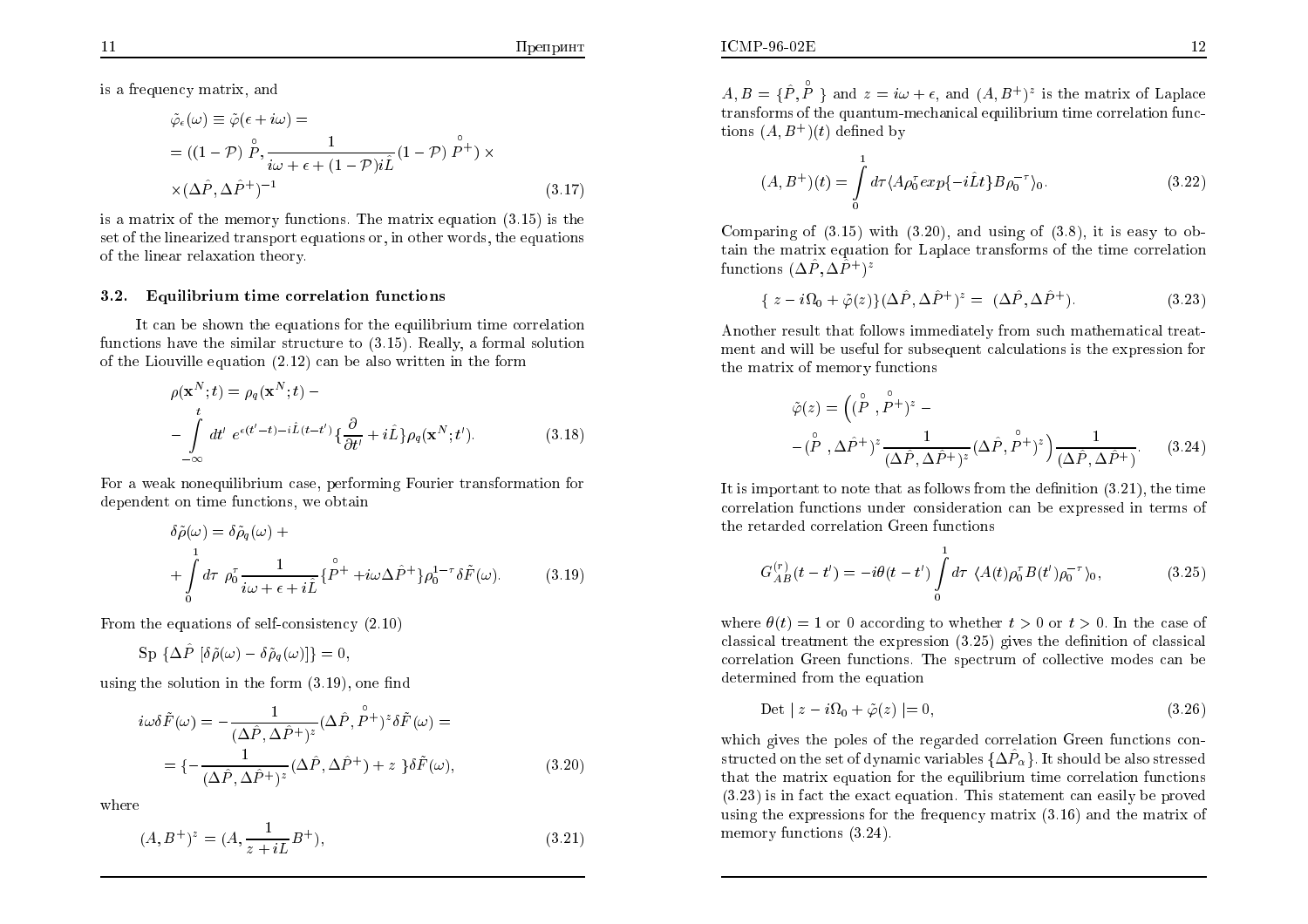is a frequency matrix, and

$$
\begin{aligned}
&\tilde{\varphi}_\epsilon(\omega) \equiv \tilde{\varphi}(\epsilon + i\omega) = \\
&= ((1-\mathcal{P}) \overset{\circ}{\hat{P}}, \frac{1}{i\omega + \epsilon + (1-\mathcal{P})i\hat{L}}(1-\mathcal{P}) \overset{\circ}{\hat{P}}{}^{+}) \times \\
&\times (\Delta\hat{P}, \Delta\hat{P}^{+})^{-1}
\end{aligned} \tag{3.17}
$$

is a matrix of the memory functions. The matrix equation (3.15) is the set of the linearized transport equations or, in other words, the equations of the linear relaxation theory.

### 3.2. Equilibrium time correlation functions

It can be shown the equations for the equilibrium time correlation functions have the similar structure to (3.15). Really, a formal solution of the Liouville equation (2.12) can be also written in the form

$$
\begin{aligned}
&\rho(\mathbf{x}^N; t) = \rho_q(\mathbf{x}^N; t) - \\
&- \int\limits_{-\infty}^{t} dt' \; e^{\epsilon(t'-t) - i\hat{L}(t-t')} \{ \frac{\partial}{\partial t'} + i\hat{L} \} \rho_q(\mathbf{x}^N; t').
\end{aligned} \tag{3.18}
$$

For a weak nonequilibrium case, performing Fourier transformation for dependent on time functions, we obtain

$$
\begin{aligned}
&\delta\tilde{\rho}(\omega) = \delta\tilde{\rho}_q(\omega) + \\
&+ \int\limits_{0}^{1} d\tau \; \rho_0^\tau \frac{1}{i\omega + \epsilon + i\hat{L}} \{ \overset{\circ}{\hat{P}}{}^{+} + i\omega \Delta\hat{P}^{+} \} \rho_0^{1-\tau} \delta\tilde{F}(\omega).
\end{aligned} \tag{3.19}
$$

From the equations of self-consistency (2.10)

$$
\mathrm{Sp}\; \{ \Delta\hat{P} \; [\delta\tilde{\rho}(\omega) - \delta\tilde{\rho}_q(\omega)] \} = 0,
$$

using the solution in the form (3.19), one find

$$
\begin{aligned}
i\omega \delta\tilde{F}(\omega) &= - \frac{1}{(\Delta\hat{P}, \Delta\hat{P}^{+})^z} (\Delta\hat{P}, \overset{\circ}{\hat{P}}{}^{+})^z \delta\tilde{F}(\omega) = \\
&= \{ - \frac{1}{(\Delta\hat{P}, \Delta\hat{P}^{+})^z} (\Delta\hat{P}, \Delta\hat{P}^{+}) + z \} \delta\tilde{F}(\omega),
\end{aligned} \tag{3.20}
$$

where

$$
(A, B^{+})^z = (A, \frac{1}{z + iL} B^{+}), \tag{3.21}
$$

$A, B = \{ \hat{P}, \overset{\circ}{\hat{P}} \}$ and $z = i\omega + \epsilon$, and $(A, B^{+})^z$ is the matrix of Laplace transforms of the quantum-mechanical equilibrium time correlation functions $(A, B^{+})(t)$ defined by

$$
(A, B^{+})(t) = \int\limits_{0}^{1} d\tau \langle A \rho_0^\tau exp\{-i\hat{L}t\} B \rho_0^{-\tau} \rangle_0. \tag{3.22}
$$

Comparing of (3.15) with (3.20), and using of (3.8), it is easy to obtain the matrix equation for Laplace transforms of the time correlation functions $(\Delta\hat{P}, \Delta\hat{P}^{+})^z$

$$
\{ \; z - i\Omega_0 + \tilde{\varphi}(z) \} (\Delta\hat{P}, \Delta\hat{P}^{+})^z = \; (\Delta\hat{P}, \Delta\hat{P}^{+}). \tag{3.23}
$$

Another result that follows immediately from such mathematical treatment and will be useful for subsequent calculations is the expression for the matrix of memory functions

$$
\begin{aligned}
\tilde{\varphi}(z) = \Big( &(\overset{\circ}{\hat{P}}, \overset{\circ}{\hat{P}}{}^{+})^z - \\
&- (\overset{\circ}{\hat{P}}, \Delta\hat{P}^{+})^z \frac{1}{(\Delta\hat{P}, \Delta\hat{P}^{+})^z} (\Delta\hat{P}, \overset{\circ}{\hat{P}}{}^{+})^z \Big) \frac{1}{(\Delta\hat{P}, \Delta\hat{P}^{+})}.
\end{aligned} \tag{3.24}
$$

It is important to note that as follows from the definition (3.21), the time correlation functions under consideration can be expressed in terms of the retarded correlation Green functions

$$
G^{(r)}_{AB}(t - t') = -i\theta(t - t') \int\limits_{0}^{1} d\tau \; \langle A(t) \rho_0^\tau B(t') \rho_0^{-\tau} \rangle_0, \tag{3.25}
$$

where $\theta(t) = 1$ or $0$ according to whether $t > 0$ or $t > 0$. In the case of classical treatment the expression (3.25) gives the definition of classical correlation Green functions. The spectrum of collective modes can be determined from the equation

$$
\mathrm{Det} \mid z - i\Omega_0 + \tilde{\varphi}(z) \mid = 0, \tag{3.26}
$$

which gives the poles of the regarded correlation Green functions constructed on the set of dynamic variables $\{\Delta\hat{P}_\alpha\}$. It should be also stressed that the matrix equation for the equilibrium time correlation functions (3.23) is in fact the exact equation. This statement can easily be proved using the expressions for the frequency matrix (3.16) and the matrix of memory functions (3.24).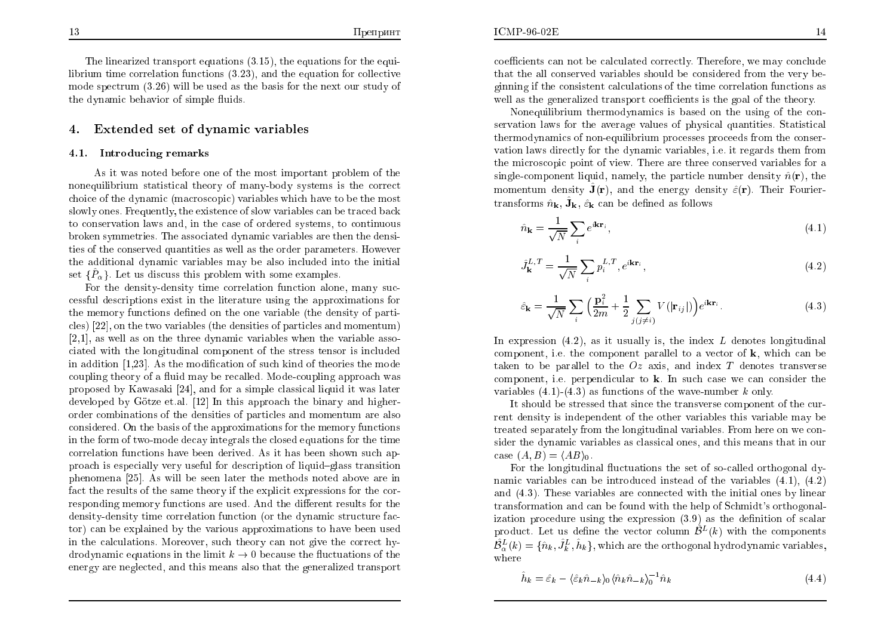The linearized transport equations (3.15), the equations for the equilibrium time correlation functions (3.23), and the equation for collective mode spectrum (3.26) will be used as the basis for the next our study of the dynamic behavior of simple fluids.

## 4. Extended set of dynamic variables

### 4.1. Introducing remarks

As it was noted before one of the most important problem of the nonequilibrium statistical theory of many-body systems is the correct choice of the dynamic (macroscopic) variables which have to be the most slowly ones. Frequently, the existence of slow variables can be traced back to conservation laws and, in the case of ordered systems, to continuous broken symmetries. The associated dynamic variables are then the densities of the conserved quantities as well as the order parameters. However the additional dynamic variables may be also included into the initial set $\{\hat{P}_\alpha\}$. Let us discuss this problem with some examples.

For the density-density time correlation function alone, many successful descriptions exist in the literature using the approximations for the memory functions defined on the one variable (the density of particles) [22], on the two variables (the densities of particles and momentum) [2,1], as well as on the three dynamic variables when the variable associated with the longitudinal component of the stress tensor is included in addition [1,23]. As the modification of such kind of theories the mode coupling theory of a fluid may be recalled. Mode-coupling approach was proposed by Kawasaki [24], and for a simple classical liquid it was later developed by Götze et.al. [12] In this approach the binary and higher-order combinations of the densities of particles and momentum are also considered. On the basis of the approximations for the memory functions in the form of two-mode decay integrals the closed equations for the time correlation functions have been derived. As it has been shown such approach is especially very useful for description of liquid–glass transition phenomena [25]. As will be seen later the methods noted above are in fact the results of the same theory if the explicit expressions for the corresponding memory functions are used. And the different results for the density-density time correlation function (or the dynamic structure factor) can be explained by the various approximations to have been used in the calculations. Moreover, such theory can not give the correct hydrodynamic equations in the limit $k \to 0$ because the fluctuations of the energy are neglected, and this means also that the generalized transport coefficients can not be calculated correctly. Therefore, we may conclude that the all conserved variables should be considered from the very beginning if the consistent calculations of the time correlation functions as well as the generalized transport coefficients is the goal of the theory.

Nonequilibrium thermodynamics is based on the using of the conservation laws for the average values of physical quantities. Statistical thermodynamics of non-equilibrium processes proceeds from the conservation laws directly for the dynamic variables, i.e. it regards them from the microscopic point of view. There are three conserved variables for a single-component liquid, namely, the particle number density $\hat{n}(\mathbf{r})$, the momentum density $\hat{\mathbf{J}}(\mathbf{r})$, and the energy density $\hat{\varepsilon}(\mathbf{r})$. Their Fourier-transforms $\hat{n}_{\mathbf{k}}$, $\hat{\mathbf{J}}_{\mathbf{k}}$, $\hat{\varepsilon}_{\mathbf{k}}$ can be defined as follows

$$\hat{n}_{\mathbf{k}} = \frac{1}{\sqrt{N}} \sum_i e^{i\mathbf{k}\mathbf{r}_i}, \tag{4.1}$$

$$\hat{J}_{\mathbf{k}}^{L,T} = \frac{1}{\sqrt{N}} \sum_i p_i^{L,T}, e^{i\mathbf{k}\mathbf{r}_i}, \tag{4.2}$$

$$\hat{\varepsilon}_{\mathbf{k}} = \frac{1}{\sqrt{N}} \sum_i \Big( \frac{\mathbf{p}_i^2}{2m} + \frac{1}{2} \sum_{j(j\neq i)} V(|\mathbf{r}_{ij}|) \Big) e^{i\mathbf{k}\mathbf{r}_i}. \tag{4.3}$$

In expression (4.2), as it usually is, the index $L$ denotes longitudinal component, i.e. the component parallel to a vector of $\mathbf{k}$, which can be taken to be parallel to the $Oz$ axis, and index $T$ denotes transverse component, i.e. perpendicular to $\mathbf{k}$. In such case we can consider the variables (4.1)-(4.3) as functions of the wave-number $k$ only.

It should be stressed that since the transverse component of the current density is independent of the other variables this variable may be treated separately from the longitudinal variables. From here on we consider the dynamic variables as classical ones, and this means that in our case $(A, B) = \langle AB \rangle_0$.

For the longitudinal fluctuations the set of so-called orthogonal dynamic variables can be introduced instead of the variables (4.1), (4.2) and (4.3). These variables are connected with the initial ones by linear transformation and can be found with the help of Schmidt's orthogonalization procedure using the expression (3.9) as the definition of scalar product. Let us define the vector column $\hat{\mathcal{B}}^L(k)$ with the components $\hat{\mathcal{B}}^L_\alpha(k) = \{\hat{n}_k, \hat{J}_k^L, \hat{h}_k\}$, which are the orthogonal hydrodynamic variables, where

$$\hat{h}_k = \hat{\varepsilon}_k - \langle \hat{\varepsilon}_k \hat{n}_{-k} \rangle_0 \langle \hat{n}_k \hat{n}_{-k} \rangle_0^{-1} \hat{n}_k \tag{4.4}$$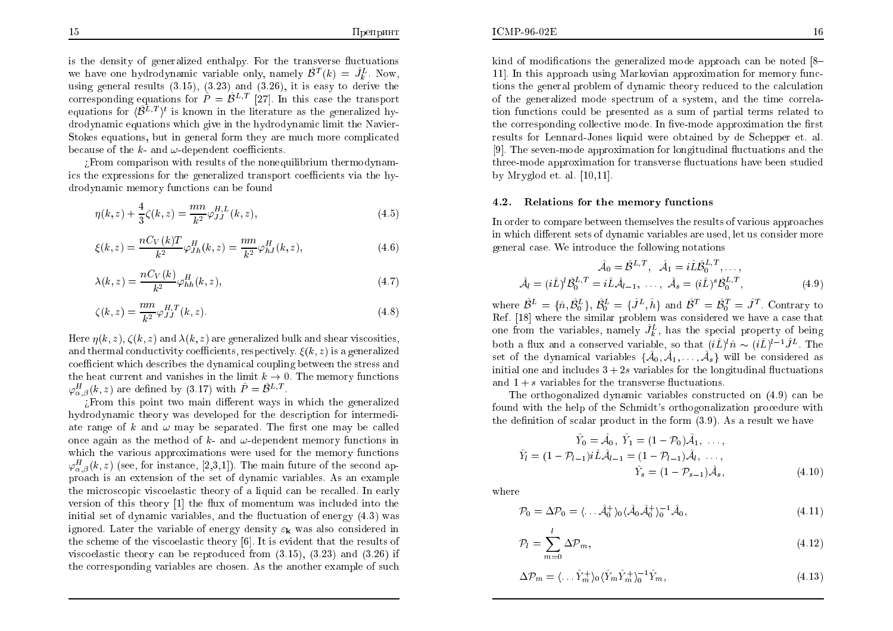is the density of generalized enthalpy. For the transverse fluctuations we have one hydrodynamic variable only, namely $\hat{\mathcal{B}}^T(k) = \hat{J}^L_k$. Now, using general results (3.15), (3.23) and (3.26), it is easy to derive the corresponding equations for $\hat{P} = \hat{\mathcal{B}}^{L,T}$ [27]. In this case the transport equations for $\langle\hat{\mathcal{B}}^{L,T}\rangle^t$ is known in the literature as the generalized hydrodynamic equations which give in the hydrodynamic limit the Navier-Stokes equations, but in general form they are much more complicated because of the $k$- and $\omega$-dependent coefficients.

¿From comparison with results of the nonequilibrium thermodynamics the expressions for the generalized transport coefficients via the hydrodynamic memory functions can be found

$$\eta(k,z) + \frac{4}{3}\zeta(k,z) = \frac{mn}{k^2}\varphi^{H,L}_{JJ}(k,z), \tag{4.5}$$

$$\xi(k,z) = \frac{nC_V(k)T}{k^2}\varphi^H_{Jh}(k,z) = \frac{nm}{k^2}\varphi^H_{hJ}(k,z), \tag{4.6}$$

$$\lambda(k,z) = \frac{nC_V(k)}{k^2}\varphi^H_{hh}(k,z), \tag{4.7}$$

$$\zeta(k,z) = \frac{nm}{k^2}\varphi^{H,T}_{JJ}(k,z). \tag{4.8}$$

Here $\eta(k,z)$, $\zeta(k,z)$ and $\lambda(k,z)$ are generalized bulk and shear viscosities, and thermal conductivity coefficients, respectively. $\xi(k,z)$ is a generalized coefficient which describes the dynamical coupling between the stress and the heat current and vanishes in the limit $k \to 0$. The memory functions $\varphi^H_{\alpha,\beta}(k,z)$ are defined by (3.17) with $\hat{P} = \hat{\mathcal{B}}^{L,T}$.

¿From this point two main different ways in which the generalized hydrodynamic theory was developed for the description for intermediate range of $k$ and $\omega$ may be separated. The first one may be called once again as the method of $k$- and $\omega$-dependent memory functions in which the various approximations were used for the memory functions $\varphi^H_{\alpha,\beta}(k,z)$ (see, for instance, [2,3,1]). The main future of the second approach is an extension of the set of dynamic variables. As an example the microscopic viscoelastic theory of a liquid can be recalled. In early version of this theory [1] the flux of momentum was included into the initial set of dynamic variables, and the fluctuation of energy (4.3) was ignored. Later the variable of energy density $\varepsilon_{\mathbf{k}}$ was also considered in the scheme of the viscoelastic theory [6]. It is evident that the results of viscoelastic theory can be reproduced from (3.15), (3.23) and (3.26) if the corresponding variables are chosen. As the another example of such kind of modifications the generalized mode approach can be noted [8–11]. In this approach using Markovian approximation for memory functions the general problem of dynamic theory reduced to the calculation of the generalized mode spectrum of a system, and the time correlation functions could be presented as a sum of partial terms related to the corresponding collective mode. In five-mode approximation the first results for Lennard-Jones liquid were obtained by de Schepper et. al. [9]. The seven-mode approximation for longitudinal fluctuations and the three-mode approximation for transverse fluctuations have been studied by Mryglod et. al. [10,11].

### 4.2. Relations for the memory functions

In order to compare between themselves the results of various approaches in which different sets of dynamic variables are used, let us consider more general case. We introduce the following notations

$$\begin{aligned}\hat{\mathcal{A}}_0 = \hat{\mathcal{B}}^{L,T}, \;\; \hat{\mathcal{A}}_1 = i\hat{L}\hat{\mathcal{B}}^{L,T}_0, \ldots,\\ \hat{\mathcal{A}}_l = (i\hat{L})^l\hat{\mathcal{B}}^{L,T}_0 = i\hat{L}\hat{\mathcal{A}}_{l-1}, \;\ldots,\; \hat{\mathcal{A}}_s = (i\hat{L})^s\hat{\mathcal{B}}^{L,T}_0,\end{aligned} \tag{4.9}$$

where $\hat{\mathcal{B}}^L = \{\hat{n}, \hat{\mathcal{B}}^L_0\}$, $\mathcal{B}^L_0 = \{\hat{J}^L, \hat{h}\}$ and $\hat{\mathcal{B}}^T = \hat{\mathcal{B}}^T_0 = \hat{J}^T$. Contrary to Ref. [18] where the similar problem was considered we have a case that one from the variables, namely $\hat{J}^L_k$, has the special property of being both a flux and a conserved variable, so that $(i\hat{L})^l\hat{n} \sim (i\hat{L})^{l-1}\hat{J}^L$. The set of the dynamical variables $\{\hat{\mathcal{A}}_0, \hat{\mathcal{A}}_1, \ldots, \hat{\mathcal{A}}_s\}$ will be considered as initial one and includes $3 + 2s$ variables for the longitudinal fluctuations and $1 + s$ variables for the transverse fluctuations.

The orthogonalized dynamic variables constructed on (4.9) can be found with the help of the Schmidt's orthogonalization procedure with the definition of scalar product in the form (3.9). As a result we have

$$\begin{aligned}\hat{Y}_0 = \hat{\mathcal{A}}_0,\; \hat{Y}_1 = (1-\mathcal{P}_0)\hat{\mathcal{A}}_1,\; \ldots,\\ \hat{Y}_l = (1-\mathcal{P}_{l-1})i\hat{L}\hat{\mathcal{A}}_{l-1} = (1-\mathcal{P}_{l-1})\hat{\mathcal{A}}_l,\; \ldots,\\ \hat{Y}_s = (1-\mathcal{P}_{s-1})\hat{\mathcal{A}}_s,\end{aligned} \tag{4.10}$$

where

$$\mathcal{P}_0 = \Delta\mathcal{P}_0 = \langle \ldots \hat{\mathcal{A}}^+_0\rangle_0 \langle\hat{\mathcal{A}}_0\hat{\mathcal{A}}^+_0\rangle^{-1}_0\hat{\mathcal{A}}_0, \tag{4.11}$$

$$\mathcal{P}_l = \sum_{m=0}^{l}\Delta\mathcal{P}_m, \tag{4.12}$$

$$\Delta\mathcal{P}_m = \langle\ldots\hat{Y}^+_m\rangle_0\langle\hat{Y}_m\hat{Y}^+_m\rangle^{-1}_0\hat{Y}_m, \tag{4.13}$$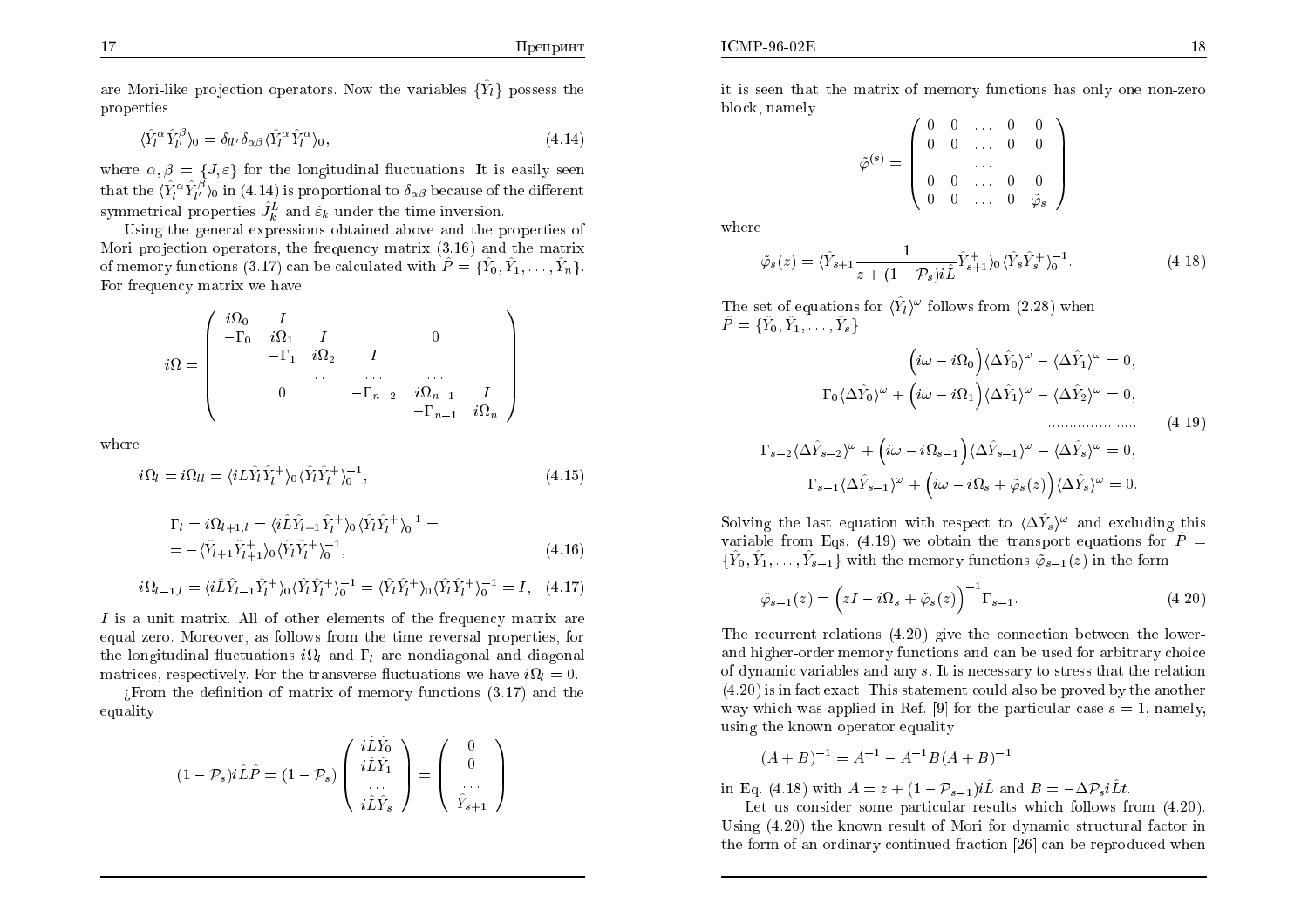are Mori-like projection operators. Now the variables $\{\hat{Y}_l\}$ possess the properties

$$\langle \hat{Y}_l^{\alpha} \hat{Y}_{l'}^{\beta} \rangle_0 = \delta_{ll'} \delta_{\alpha\beta} \langle \hat{Y}_l^{\alpha} \hat{Y}_{l'}^{\alpha} \rangle_0, \tag{4.14}$$

where $\alpha, \beta = \{J, \varepsilon\}$ for the longitudinal fluctuations. It is easily seen that the $\langle \hat{Y}_l^{\alpha} \hat{Y}_{l'}^{\beta} \rangle_0$ in (4.14) is proportional to $\delta_{\alpha\beta}$ because of the different symmetrical properties $\hat{J}_k^L$ and $\hat{\varepsilon}_k$ under the time inversion.

Using the general expressions obtained above and the properties of Mori projection operators, the frequency matrix (3.16) and the matrix of memory functions (3.17) can be calculated with $\hat{P} = \{\hat{Y}_0, \hat{Y}_1, \ldots, \hat{Y}_n\}$. For frequency matrix we have

$$i\Omega = \begin{pmatrix} i\Omega_0 & I & & & & \\ -\Gamma_0 & i\Omega_1 & I & & 0 & \\ & -\Gamma_1 & i\Omega_2 & I & & \\ & & \cdots & \cdots & \cdots & \\ & 0 & & -\Gamma_{n-2} & i\Omega_{n-1} & I \\ & & & & -\Gamma_{n-1} & i\Omega_n \end{pmatrix}$$

where

$$i\Omega_l = i\Omega_{ll} = \langle iL\hat{Y}_l \hat{Y}_l^{+} \rangle_0 \langle \hat{Y}_l \hat{Y}_l^{+} \rangle_0^{-1}, \tag{4.15}$$

$$\begin{aligned} \Gamma_l = i\Omega_{l+1,l} &= \langle i\hat{L}\hat{Y}_{l+1} \hat{Y}_l^{+} \rangle_0 \langle \hat{Y}_l \hat{Y}_l^{+} \rangle_0^{-1} = \\ &= -\langle \hat{Y}_{l+1} \hat{Y}_{l+1}^{+} \rangle_0 \langle \hat{Y}_l \hat{Y}_l^{+} \rangle_0^{-1}, \end{aligned} \tag{4.16}$$

$$i\Omega_{l-1,l} = \langle i\hat{L}\hat{Y}_{l-1} \hat{Y}_l^{+} \rangle_0 \langle \hat{Y}_l \hat{Y}_l^{+} \rangle_0^{-1} = \langle \hat{Y}_l \hat{Y}_l^{+} \rangle_0 \langle \hat{Y}_l \hat{Y}_l^{+} \rangle_0^{-1} = I, \tag{4.17}$$

$I$ is a unit matrix. All of other elements of the frequency matrix are equal zero. Moreover, as follows from the time reversal properties, for the longitudinal fluctuations $i\Omega_l$ and $\Gamma_l$ are nondiagonal and diagonal matrices, respectively. For the transverse fluctuations we have $i\Omega_l = 0$.

¿From the definition of matrix of memory functions (3.17) and the equality

$$(1 - \mathcal{P}_s) i\hat{L}\hat{P} = (1 - \mathcal{P}_s) \begin{pmatrix} i\hat{L}\hat{Y}_0 \\ i\hat{L}\hat{Y}_1 \\ \cdots \\ i\hat{L}\hat{Y}_s \end{pmatrix} = \begin{pmatrix} 0 \\ 0 \\ \cdots \\ \hat{Y}_{s+1} \end{pmatrix}$$

it is seen that the matrix of memory functions has only one non-zero block, namely

$$\tilde{\varphi}^{(s)} = \begin{pmatrix} 0 & 0 & \ldots & 0 & 0 \\ 0 & 0 & \ldots & 0 & 0 \\ & & \cdots & & \\ 0 & 0 & \ldots & 0 & 0 \\ 0 & 0 & \ldots & 0 & \tilde{\varphi}_s \end{pmatrix}$$

where

$$\tilde{\varphi}_s(z) = \langle \hat{Y}_{s+1} \frac{1}{z + (1 - \mathcal{P}_s) i\hat{L}} \hat{Y}_{s+1}^{+} \rangle_0 \langle \hat{Y}_s \hat{Y}_s^{+} \rangle_0^{-1}. \tag{4.18}$$

The set of equations for $\langle \hat{Y}_l \rangle^{\omega}$ follows from (2.28) when $\hat{P} = \{\hat{Y}_0, \hat{Y}_1, \ldots, \hat{Y}_s\}$

$$\begin{aligned} \Big(i\omega - i\Omega_0\Big) \langle \Delta\hat{Y}_0 \rangle^{\omega} - \langle \Delta\hat{Y}_1 \rangle^{\omega} &= 0, \\ \Gamma_0 \langle \Delta\hat{Y}_0 \rangle^{\omega} + \Big(i\omega - i\Omega_1\Big) \langle \Delta\hat{Y}_1 \rangle^{\omega} - \langle \Delta\hat{Y}_2 \rangle^{\omega} &= 0, \\ \ldots\ldots\ldots\ldots\ldots\ldots & \\ \Gamma_{s-2} \langle \Delta\hat{Y}_{s-2} \rangle^{\omega} + \Big(i\omega - i\Omega_{s-1}\Big) \langle \Delta\hat{Y}_{s-1} \rangle^{\omega} - \langle \Delta\hat{Y}_s \rangle^{\omega} &= 0, \\ \Gamma_{s-1} \langle \Delta\hat{Y}_{s-1} \rangle^{\omega} + \Big(i\omega - i\Omega_s + \tilde{\varphi}_s(z)\Big) \langle \Delta\hat{Y}_s \rangle^{\omega} &= 0. \end{aligned} \tag{4.19}$$

Solving the last equation with respect to $\langle \Delta\hat{Y}_s \rangle^{\omega}$ and excluding this variable from Eqs. (4.19) we obtain the transport equations for $\hat{P} = \{\hat{Y}_0, \hat{Y}_1, \ldots, \hat{Y}_{s-1}\}$ with the memory functions $\tilde{\varphi}_{s-1}(z)$ in the form

$$\tilde{\varphi}_{s-1}(z) = \Big(zI - i\Omega_s + \tilde{\varphi}_s(z)\Big)^{-1} \Gamma_{s-1}. \tag{4.20}$$

The recurrent relations (4.20) give the connection between the lower- and higher-order memory functions and can be used for arbitrary choice of dynamic variables and any $s$. It is necessary to stress that the relation (4.20) is in fact exact. This statement could also be proved by the another way which was applied in Ref. [9] for the particular case $s = 1$, namely, using the known operator equality

$$(A + B)^{-1} = A^{-1} - A^{-1} B (A + B)^{-1}$$

in Eq. (4.18) with $A = z + (1 - \mathcal{P}_{s-1}) i\hat{L}$ and $B = -\Delta\mathcal{P}_s i\hat{L}t$.

Let us consider some particular results which follows from (4.20). Using (4.20) the known result of Mori for dynamic structural factor in the form of an ordinary continued fraction [26] can be reproduced when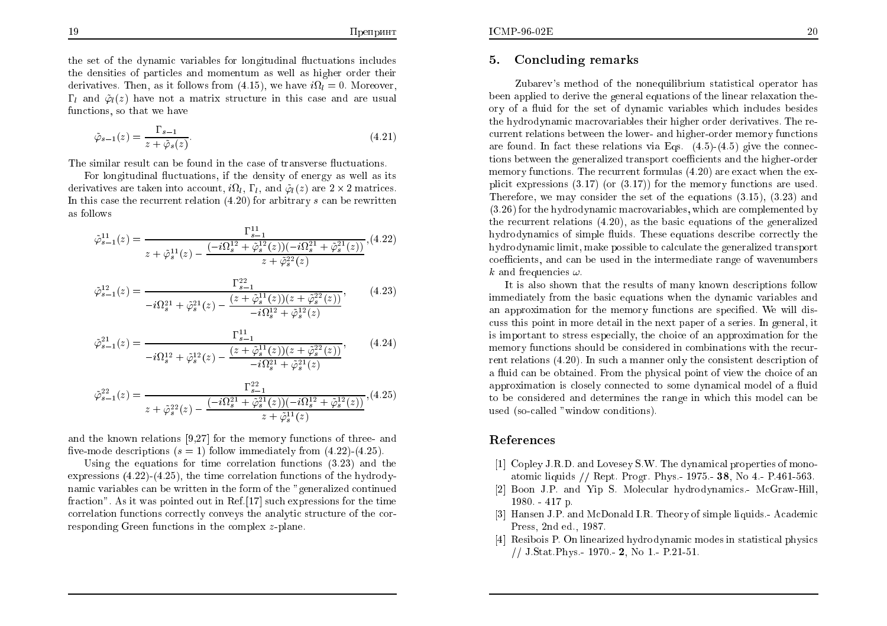the set of the dynamic variables for longitudinal fluctuations includes the densities of particles and momentum as well as higher order their derivatives. Then, as it follows from (4.15), we have $i\Omega_l = 0$. Moreover, $\Gamma_l$ and $\tilde{\varphi}_l(z)$ have not a matrix structure in this case and are usual functions, so that we have

$$\tilde{\varphi}_{s-1}(z) = \frac{\Gamma_{s-1}}{z + \tilde{\varphi}_s(z)}. \tag{4.21}$$

The similar result can be found in the case of transverse fluctuations.

For longitudinal fluctuations, if the density of energy as well as its derivatives are taken into account, $i\Omega_l$, $\Gamma_l$, and $\tilde{\varphi}_l(z)$ are $2 \times 2$ matrices. In this case the recurrent relation (4.20) for arbitrary $s$ can be rewritten as follows

$$\tilde{\varphi}^{11}_{s-1}(z) = \frac{\Gamma^{11}_{s-1}}{z + \tilde{\varphi}^{11}_s(z) - \dfrac{(-i\Omega^{12}_s + \tilde{\varphi}^{12}_s(z))(-i\Omega^{21}_s + \tilde{\varphi}^{21}_s(z))}{z + \tilde{\varphi}^{22}_s(z)}}, \tag{4.22}$$

$$\tilde{\varphi}^{12}_{s-1}(z) = \frac{\Gamma^{22}_{s-1}}{-i\Omega^{21}_s + \tilde{\varphi}^{21}_s(z) - \dfrac{(z + \tilde{\varphi}^{11}_s(z))(z + \tilde{\varphi}^{22}_s(z))}{-i\Omega^{12}_s + \tilde{\varphi}^{12}_s(z)}}, \tag{4.23}$$

$$\tilde{\varphi}^{21}_{s-1}(z) = \frac{\Gamma^{11}_{s-1}}{-i\Omega^{12}_s + \tilde{\varphi}^{12}_s(z) - \dfrac{(z + \tilde{\varphi}^{11}_s(z))(z + \tilde{\varphi}^{22}_s(z))}{-i\Omega^{21}_s + \tilde{\varphi}^{21}_s(z)}}, \tag{4.24}$$

$$\tilde{\varphi}^{22}_{s-1}(z) = \frac{\Gamma^{22}_{s-1}}{z + \tilde{\varphi}^{22}_s(z) - \dfrac{(-i\Omega^{21}_s + \tilde{\varphi}^{21}_s(z))(-i\Omega^{12}_s + \tilde{\varphi}^{12}_s(z))}{z + \tilde{\varphi}^{11}_s(z)}}, \tag{4.25}$$

and the known relations [9,27] for the memory functions of three- and five-mode descriptions ($s = 1$) follow immediately from (4.22)-(4.25).

Using the equations for time correlation functions (3.23) and the expressions (4.22)-(4.25), the time correlation functions of the hydrodynamic variables can be written in the form of the "generalized continued fraction". As it was pointed out in Ref.[17] such expressions for the time correlation functions correctly conveys the analytic structure of the corresponding Green functions in the complex $z$-plane.

## 5. Concluding remarks

Zubarev's method of the nonequilibrium statistical operator has been applied to derive the general equations of the linear relaxation theory of a fluid for the set of dynamic variables which includes besides the hydrodynamic macrovariables their higher order derivatives. The recurrent relations between the lower- and higher-order memory functions are found. In fact these relations via Eqs. (4.5)-(4.5) give the connections between the generalized transport coefficients and the higher-order memory functions. The recurrent formulas (4.20) are exact when the explicit expressions (3.17) (or (3.17)) for the memory functions are used. Therefore, we may consider the set of the equations (3.15), (3.23) and (3.26) for the hydrodynamic macrovariables, which are complemented by the recurrent relations (4.20), as the basic equations of the generalized hydrodynamics of simple fluids. These equations describe correctly the hydrodynamic limit, make possible to calculate the generalized transport coefficients, and can be used in the intermediate range of wavenumbers $k$ and frequencies $\omega$.

It is also shown that the results of many known descriptions follow immediately from the basic equations when the dynamic variables and an approximation for the memory functions are specified. We will discuss this point in more detail in the next paper of a series. In general, it is important to stress especially, the choice of an approximation for the memory functions should be considered in combinations with the recurrent relations (4.20). In such a manner only the consistent description of a fluid can be obtained. From the physical point of view the choice of an approximation is closely connected to some dynamical model of a fluid to be considered and determines the range in which this model can be used (so-called "window conditions).

## References

[1] Copley J.R.D. and Lovesey S.W. The dynamical properties of monoatomic liquids // Rept. Progr. Phys.- 1975.- **38**, No 4.- P.461-563.

[2] Boon J.P. and Yip S. Molecular hydrodynamics.- McGraw-Hill, 1980. - 417 p.

[3] Hansen J.P. and McDonald I.R. Theory of simple liquids.- Academic Press, 2nd ed., 1987.

[4] Resibois P. On linearized hydrodynamic modes in statistical physics // J.Stat.Phys.- 1970.- **2**, No 1.- P.21-51.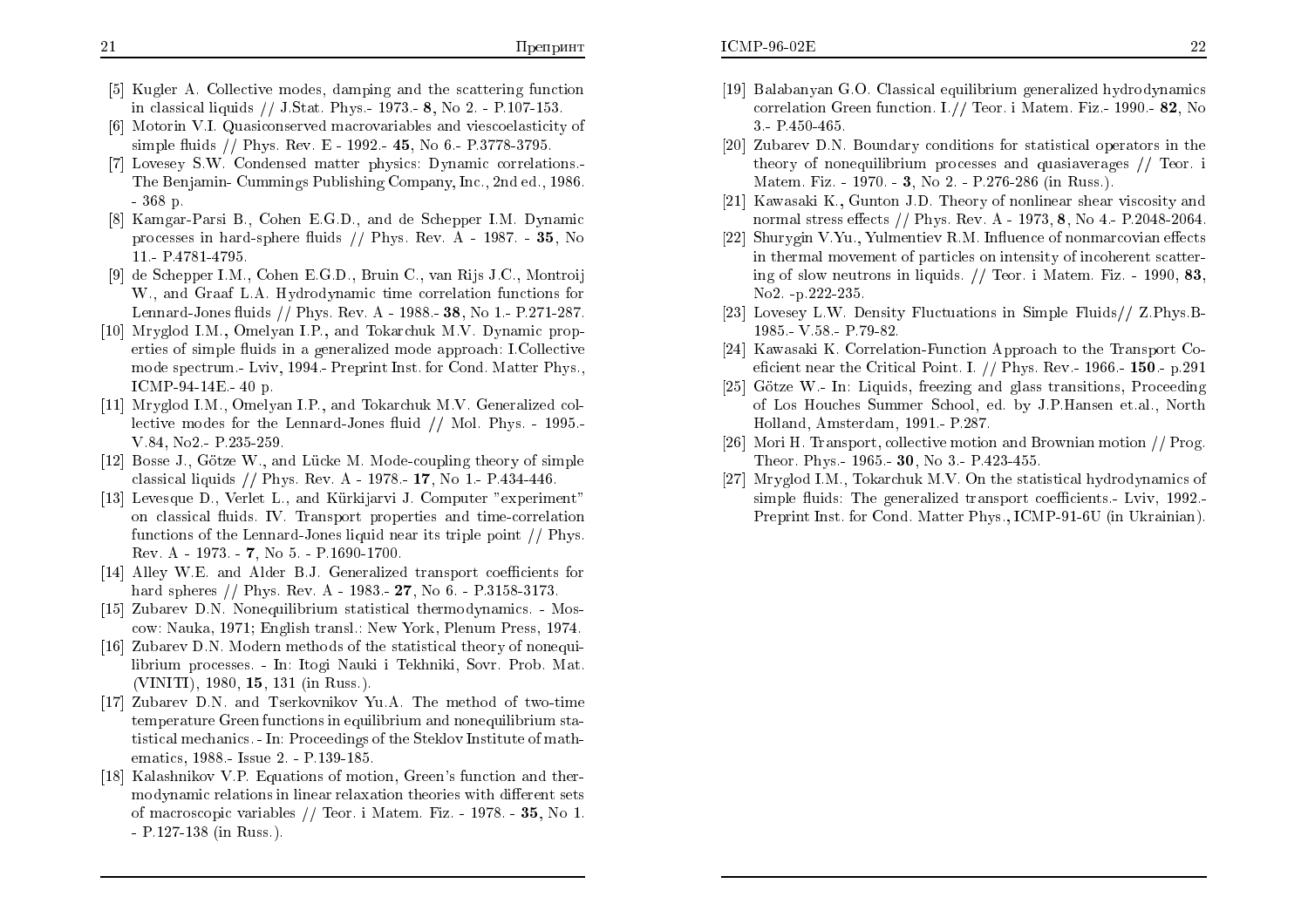[5] Kugler A. Collective modes, damping and the scattering function in classical liquids // J.Stat. Phys.- 1973.- **8**, No 2. - P.107-153.

[6] Motorin V.I. Quasiconserved macrovariables and viescoelasticity of simple fluids // Phys. Rev. E - 1992.- **45**, No 6.- P.3778-3795.

[7] Lovesey S.W. Condensed matter physics: Dynamic correlations.- The Benjamin- Cummings Publishing Company, Inc., 2nd ed., 1986. - 368 p.

[8] Kamgar-Parsi B., Cohen E.G.D., and de Schepper I.M. Dynamic processes in hard-sphere fluids // Phys. Rev. A - 1987. - **35**, No 11.- P.4781-4795.

[9] de Schepper I.M., Cohen E.G.D., Bruin C., van Rijs J.C., Montroij W., and Graaf L.A. Hydrodynamic time correlation functions for Lennard-Jones fluids // Phys. Rev. A - 1988.- **38**, No 1.- P.271-287.

[10] Mryglod I.M., Omelyan I.P., and Tokarchuk M.V. Dynamic properties of simple fluids in a generalized mode approach: I.Collective mode spectrum.- Lviv, 1994.- Preprint Inst. for Cond. Matter Phys., ICMP-94-14E.- 40 p.

[11] Mryglod I.M., Omelyan I.P., and Tokarchuk M.V. Generalized collective modes for the Lennard-Jones fluid // Mol. Phys. - 1995.- V.84, No2.- P.235-259.

[12] Bosse J., Götze W., and Lücke M. Mode-coupling theory of simple classical liquids // Phys. Rev. A - 1978.- **17**, No 1.- P.434-446.

[13] Levesque D., Verlet L., and Kürkijarvi J. Computer "experiment" on classical fluids. IV. Transport properties and time-correlation functions of the Lennard-Jones liquid near its triple point // Phys. Rev. A - 1973. - **7**, No 5. - P.1690-1700.

[14] Alley W.E. and Alder B.J. Generalized transport coefficients for hard spheres // Phys. Rev. A - 1983.- **27**, No 6. - P.3158-3173.

[15] Zubarev D.N. Nonequilibrium statistical thermodynamics. - Moscow: Nauka, 1971; English transl.: New York, Plenum Press, 1974.

[16] Zubarev D.N. Modern methods of the statistical theory of nonequilibrium processes. - In: Itogi Nauki i Tekhniki, Sovr. Prob. Mat. (VINITI), 1980, **15**, 131 (in Russ.).

[17] Zubarev D.N. and Tserkovnikov Yu.A. The method of two-time temperature Green functions in equilibrium and nonequilibrium statistical mechanics. - In: Proceedings of the Steklov Institute of mathematics, 1988.- Issue 2. - P.139-185.

[18] Kalashnikov V.P. Equations of motion, Green's function and thermodynamic relations in linear relaxation theories with different sets of macroscopic variables // Teor. i Matem. Fiz. - 1978. - **35**, No 1. - P.127-138 (in Russ.).

[19] Balabanyan G.O. Classical equilibrium generalized hydrodynamics correlation Green function. I.// Teor. i Matem. Fiz.- 1990.- **82**, No 3.- P.450-465.

[20] Zubarev D.N. Boundary conditions for statistical operators in the theory of nonequilibrium processes and quasiaverages // Teor. i Matem. Fiz. - 1970. - **3**, No 2. - P.276-286 (in Russ.).

[21] Kawasaki K., Gunton J.D. Theory of nonlinear shear viscosity and normal stress effects // Phys. Rev. A - 1973, **8**, No 4.- P.2048-2064.

[22] Shurygin V.Yu., Yulmentiev R.M. Influence of nonmarcovian effects in thermal movement of particles on intensity of incoherent scattering of slow neutrons in liquids. // Teor. i Matem. Fiz. - 1990, **83**, No2. -p.222-235.

[23] Lovesey L.W. Density Fluctuations in Simple Fluids// Z.Phys.B- 1985.- V.58.- P.79-82.

[24] Kawasaki K. Correlation-Function Approach to the Transport Coeficient near the Critical Point. I. // Phys. Rev.- 1966.- **150**.- p.291

[25] Götze W.- In: Liquids, freezing and glass transitions, Proceeding of Los Houches Summer School, ed. by J.P.Hansen et.al., North Holland, Amsterdam, 1991.- P.287.

[26] Mori H. Transport, collective motion and Brownian motion // Prog. Theor. Phys.- 1965.- **30**, No 3.- P.423-455.

[27] Mryglod I.M., Tokarchuk M.V. On the statistical hydrodynamics of simple fluids: The generalized transport coefficients.- Lviv, 1992.- Preprint Inst. for Cond. Matter Phys., ICMP-91-6U (in Ukrainian).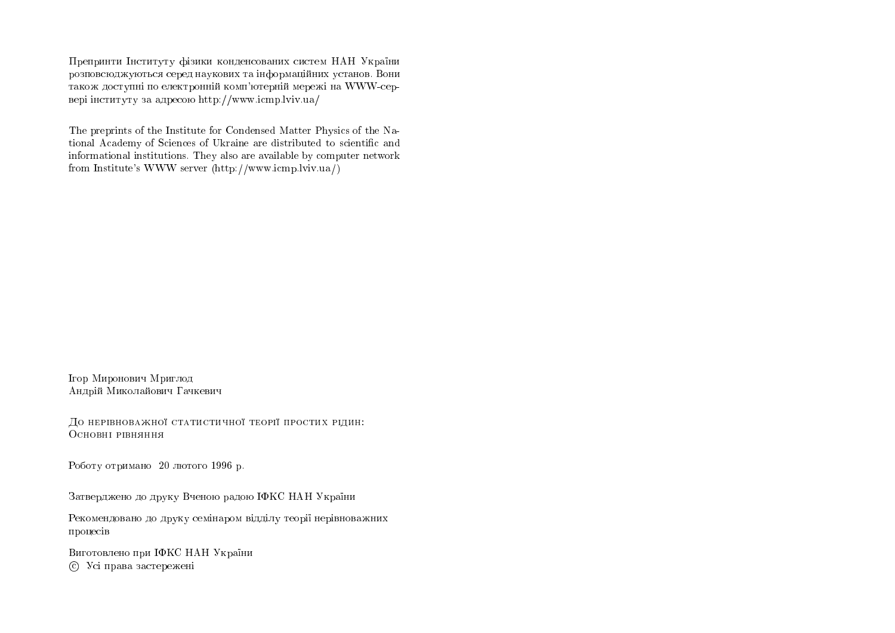Препринти Інституту фізики конденсованих систем НАН України розповсюджуються серед наукових та інформаційних установ. Вони також доступні по електронній комп'ютерній мережі на WWW-сервері інституту за адресою http://www.icmp.lviv.ua/

The preprints of the Institute for Condensed Matter Physics of the National Academy of Sciences of Ukraine are distributed to scientific and informational institutions. They also are available by computer network from Institute's WWW server (http://www.icmp.lviv.ua/)

Ігор Миронович Мриглод
Андрій Миколайович Гачкевич

До нерівноважної статистичної теорії простих рідин: Основні рівняння

Роботу отримано 20 лютого 1996 р.

Затверджено до друку Вченою радою ІФКС НАН України

Рекомендовано до друку семінаром відділу теорії нерівноважних процесів

Виготовлено при ІФКС НАН України
© Усі права застережені